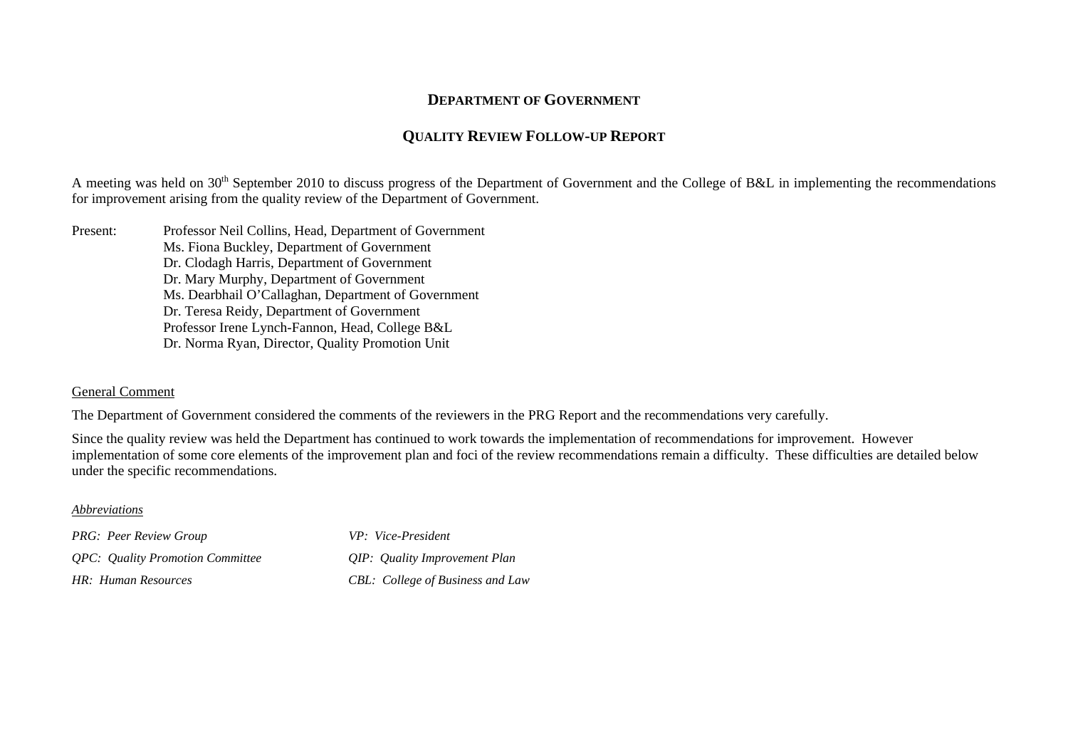# Department of Government

## Quality Review Follow-up Report

A meeting was held on 30th September 2010 to discuss progress of the Department of Government and the College of B&L in implementing the recommendations for improvement arising from the quality review of the Department of Government.

Present: Professor Neil Collins, Head, Department of Government
Ms. Fiona Buckley, Department of Government
Dr. Clodagh Harris, Department of Government
Dr. Mary Murphy, Department of Government
Ms. Dearbhail O'Callaghan, Department of Government
Dr. Teresa Reidy, Department of Government
Professor Irene Lynch-Fannon, Head, College B&L
Dr. Norma Ryan, Director, Quality Promotion Unit

General Comment

The Department of Government considered the comments of the reviewers in the PRG Report and the recommendations very carefully.

Since the quality review was held the Department has continued to work towards the implementation of recommendations for improvement. However implementation of some core elements of the improvement plan and foci of the review recommendations remain a difficulty. These difficulties are detailed below under the specific recommendations.

*Abbreviations*

*PRG: Peer Review Group*

*QPC: Quality Promotion Committee*

*HR: Human Resources*

*VP: Vice-President*

*QIP: Quality Improvement Plan*

*CBL: College of Business and Law*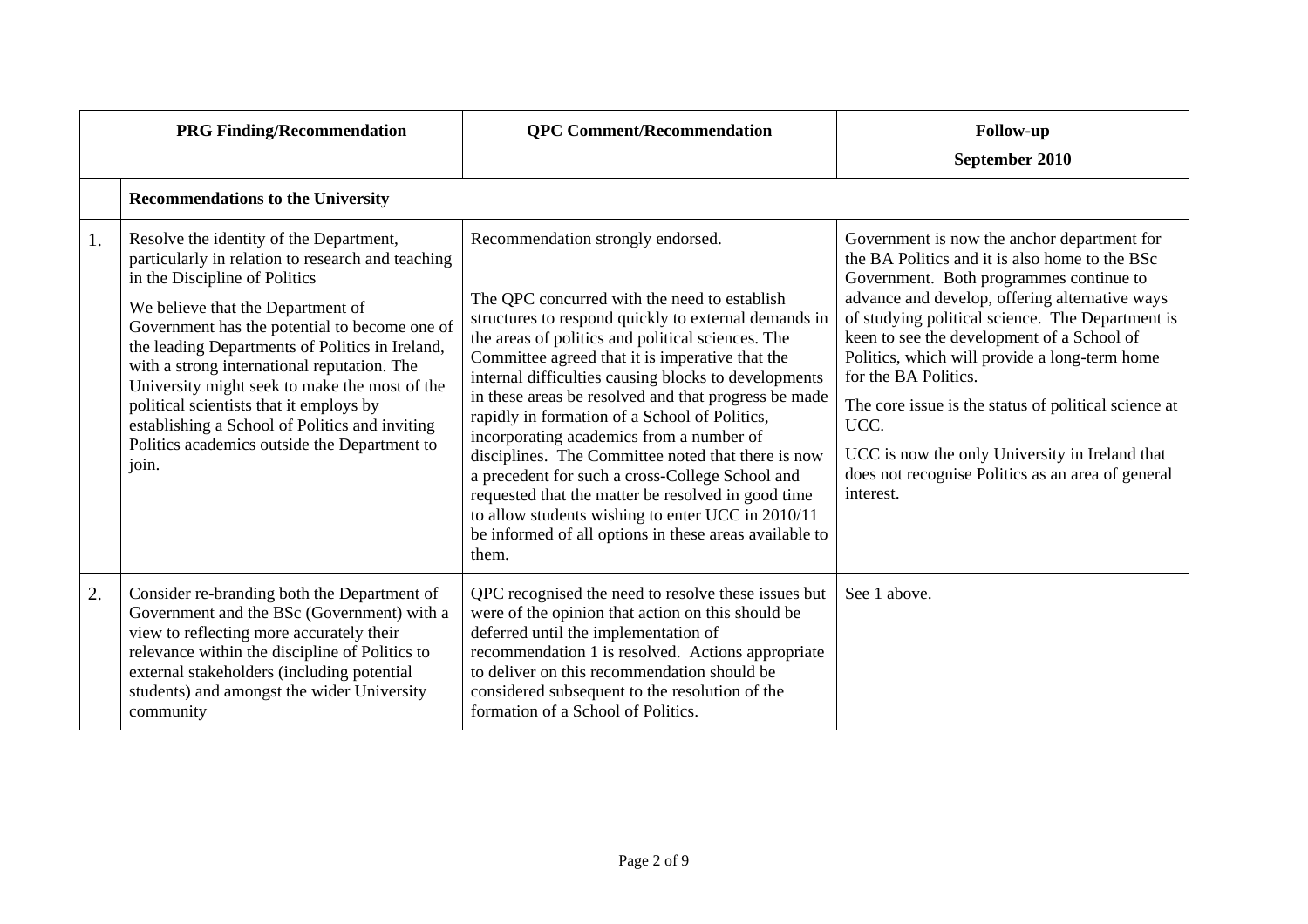| | PRG Finding/Recommendation | QPC Comment/Recommendation | Follow-up September 2010 |
|---|---|---|---|
| | **Recommendations to the University** | | |
| 1. | Resolve the identity of the Department, particularly in relation to research and teaching in the Discipline of Politics<br><br>We believe that the Department of Government has the potential to become one of the leading Departments of Politics in Ireland, with a strong international reputation. The University might seek to make the most of the political scientists that it employs by establishing a School of Politics and inviting Politics academics outside the Department to join. | Recommendation strongly endorsed.<br><br>The QPC concurred with the need to establish structures to respond quickly to external demands in the areas of politics and political sciences. The Committee agreed that it is imperative that the internal difficulties causing blocks to developments in these areas be resolved and that progress be made rapidly in formation of a School of Politics, incorporating academics from a number of disciplines. The Committee noted that there is now a precedent for such a cross-College School and requested that the matter be resolved in good time to allow students wishing to enter UCC in 2010/11 be informed of all options in these areas available to them. | Government is now the anchor department for the BA Politics and it is also home to the BSc Government. Both programmes continue to advance and develop, offering alternative ways of studying political science. The Department is keen to see the development of a School of Politics, which will provide a long-term home for the BA Politics.<br><br>The core issue is the status of political science at UCC.<br><br>UCC is now the only University in Ireland that does not recognise Politics as an area of general interest. |
| 2. | Consider re-branding both the Department of Government and the BSc (Government) with a view to reflecting more accurately their relevance within the discipline of Politics to external stakeholders (including potential students) and amongst the wider University community | QPC recognised the need to resolve these issues but were of the opinion that action on this should be deferred until the implementation of recommendation 1 is resolved. Actions appropriate to deliver on this recommendation should be considered subsequent to the resolution of the formation of a School of Politics. | See 1 above. |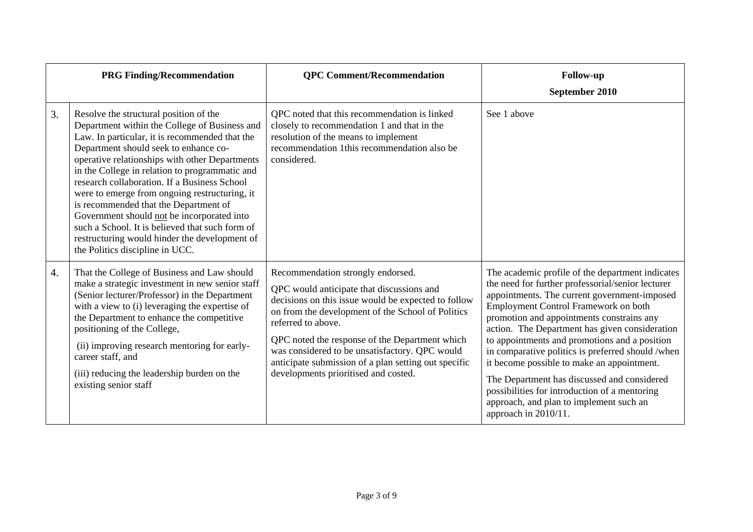| | PRG Finding/Recommendation | QPC Comment/Recommendation | Follow-up September 2010 |
|---|---|---|---|
| 3. | Resolve the structural position of the Department within the College of Business and Law. In particular, it is recommended that the Department should seek to enhance co-operative relationships with other Departments in the College in relation to programmatic and research collaboration. If a Business School were to emerge from ongoing restructuring, it is recommended that the Department of Government should <u>not</u> be incorporated into such a School. It is believed that such form of restructuring would hinder the development of the Politics discipline in UCC. | QPC noted that this recommendation is linked closely to recommendation 1 and that in the resolution of the means to implement recommendation 1this recommendation also be considered. | See 1 above |
| 4. | That the College of Business and Law should make a strategic investment in new senior staff (Senior lecturer/Professor) in the Department with a view to (i) leveraging the expertise of the Department to enhance the competitive positioning of the College,<br><br>(ii) improving research mentoring for early-career staff, and<br><br>(iii) reducing the leadership burden on the existing senior staff | Recommendation strongly endorsed.<br><br>QPC would anticipate that discussions and decisions on this issue would be expected to follow on from the development of the School of Politics referred to above.<br><br>QPC noted the response of the Department which was considered to be unsatisfactory. QPC would anticipate submission of a plan setting out specific developments prioritised and costed. | The academic profile of the department indicates the need for further professorial/senior lecturer appointments. The current government-imposed Employment Control Framework on both promotion and appointments constrains any action. The Department has given consideration to appointments and promotions and a position in comparative politics is preferred should /when it become possible to make an appointment.<br><br>The Department has discussed and considered possibilities for introduction of a mentoring approach, and plan to implement such an approach in 2010/11. |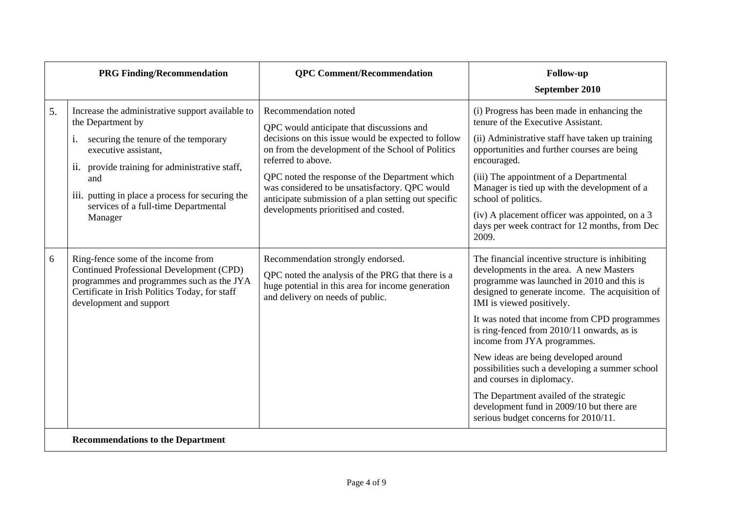| | PRG Finding/Recommendation | QPC Comment/Recommendation | Follow-up<br>September 2010 |
|---|---|---|---|
| 5. | Increase the administrative support available to the Department by<br>i. securing the tenure of the temporary executive assistant,<br>ii. provide training for administrative staff, and<br>iii. putting in place a process for securing the services of a full-time Departmental Manager | Recommendation noted<br>QPC would anticipate that discussions and decisions on this issue would be expected to follow on from the development of the School of Politics referred to above.<br>QPC noted the response of the Department which was considered to be unsatisfactory. QPC would anticipate submission of a plan setting out specific developments prioritised and costed. | (i) Progress has been made in enhancing the tenure of the Executive Assistant.<br>(ii) Administrative staff have taken up training opportunities and further courses are being encouraged.<br>(iii) The appointment of a Departmental Manager is tied up with the development of a school of politics.<br>(iv) A placement officer was appointed, on a 3 days per week contract for 12 months, from Dec 2009. |
| 6 | Ring-fence some of the income from Continued Professional Development (CPD) programmes and programmes such as the JYA Certificate in Irish Politics Today, for staff development and support | Recommendation strongly endorsed.<br>QPC noted the analysis of the PRG that there is a huge potential in this area for income generation and delivery on needs of public. | The financial incentive structure is inhibiting developments in the area. A new Masters programme was launched in 2010 and this is designed to generate income. The acquisition of IMI is viewed positively.<br>It was noted that income from CPD programmes is ring-fenced from 2010/11 onwards, as is income from JYA programmes.<br>New ideas are being developed around possibilities such a developing a summer school and courses in diplomacy.<br>The Department availed of the strategic development fund in 2009/10 but there are serious budget concerns for 2010/11. |
| | **Recommendations to the Department** | | |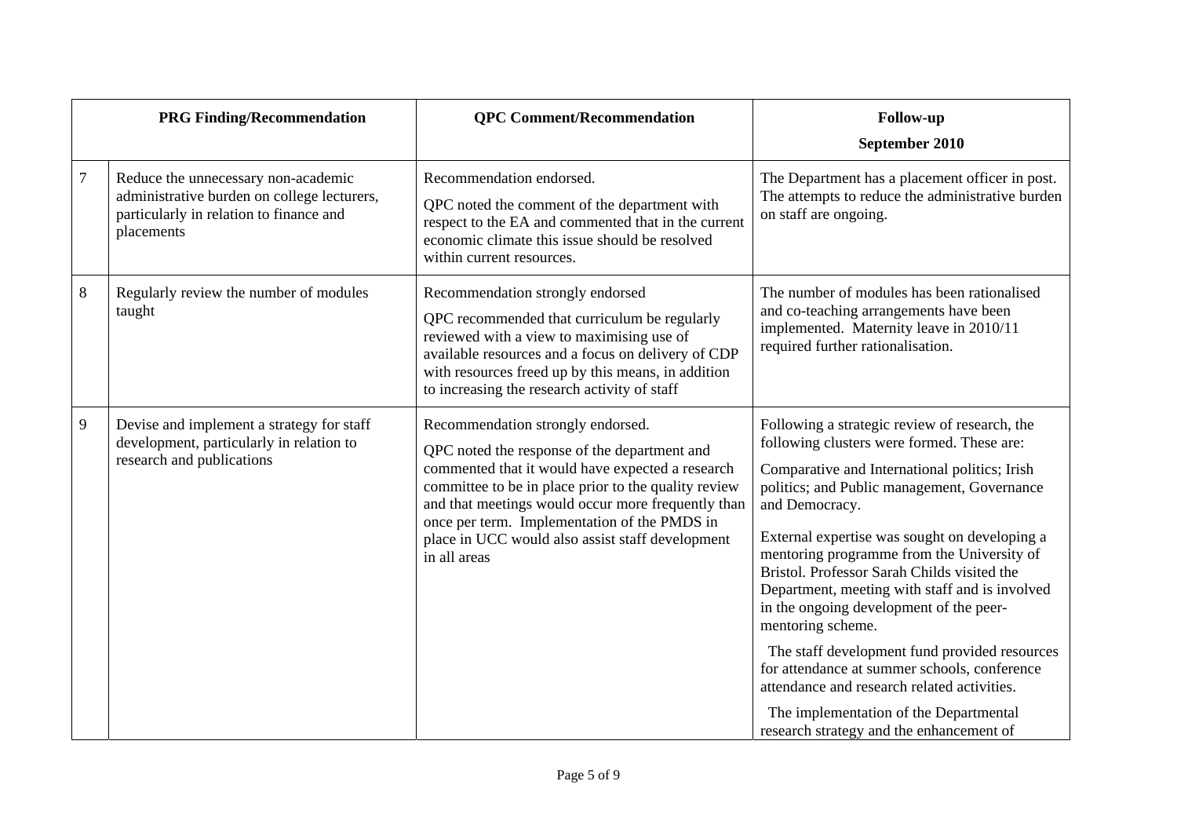| | PRG Finding/Recommendation | QPC Comment/Recommendation | Follow-up<br>September 2010 |
|---|---|---|---|
| 7 | Reduce the unnecessary non-academic administrative burden on college lecturers, particularly in relation to finance and placements | Recommendation endorsed.<br>QPC noted the comment of the department with respect to the EA and commented that in the current economic climate this issue should be resolved within current resources. | The Department has a placement officer in post. The attempts to reduce the administrative burden on staff are ongoing. |
| 8 | Regularly review the number of modules taught | Recommendation strongly endorsed<br>QPC recommended that curriculum be regularly reviewed with a view to maximising use of available resources and a focus on delivery of CDP with resources freed up by this means, in addition to increasing the research activity of staff | The number of modules has been rationalised and co-teaching arrangements have been implemented. Maternity leave in 2010/11 required further rationalisation. |
| 9 | Devise and implement a strategy for staff development, particularly in relation to research and publications | Recommendation strongly endorsed.<br>QPC noted the response of the department and commented that it would have expected a research committee to be in place prior to the quality review and that meetings would occur more frequently than once per term. Implementation of the PMDS in place in UCC would also assist staff development in all areas | Following a strategic review of research, the following clusters were formed. These are:<br>Comparative and International politics; Irish politics; and Public management, Governance and Democracy.<br>External expertise was sought on developing a mentoring programme from the University of Bristol. Professor Sarah Childs visited the Department, meeting with staff and is involved in the ongoing development of the peer-mentoring scheme.<br>The staff development fund provided resources for attendance at summer schools, conference attendance and research related activities.<br>The implementation of the Departmental research strategy and the enhancement of |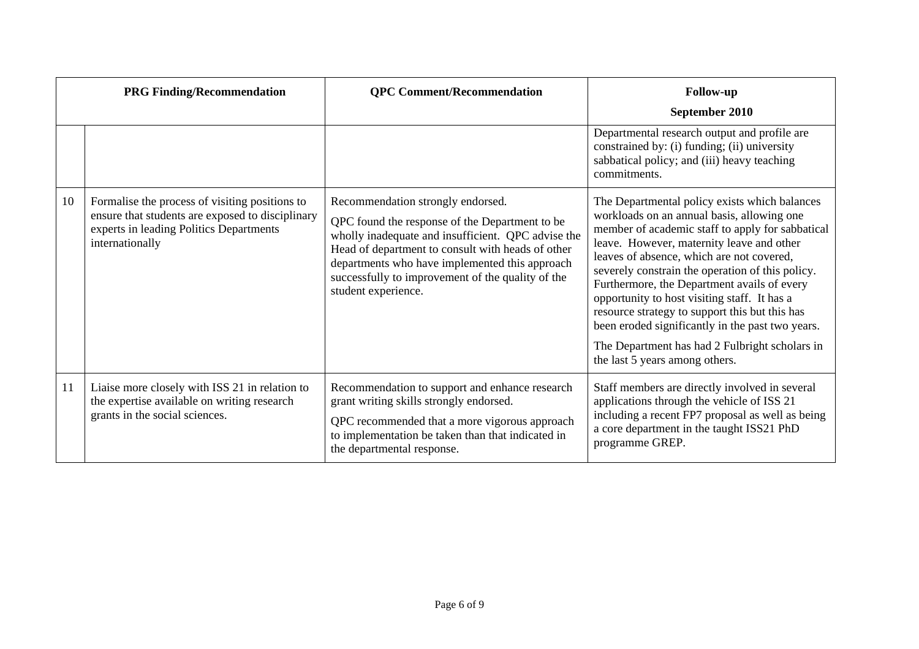| | PRG Finding/Recommendation | QPC Comment/Recommendation | Follow-up<br>September 2010 |
|---|---|---|---|
| | | | Departmental research output and profile are constrained by: (i) funding; (ii) university sabbatical policy; and (iii) heavy teaching commitments. |
| 10 | Formalise the process of visiting positions to ensure that students are exposed to disciplinary experts in leading Politics Departments internationally | Recommendation strongly endorsed.<br>QPC found the response of the Department to be wholly inadequate and insufficient. QPC advise the Head of department to consult with heads of other departments who have implemented this approach successfully to improvement of the quality of the student experience. | The Departmental policy exists which balances workloads on an annual basis, allowing one member of academic staff to apply for sabbatical leave. However, maternity leave and other leaves of absence, which are not covered, severely constrain the operation of this policy. Furthermore, the Department avails of every opportunity to host visiting staff. It has a resource strategy to support this but this has been eroded significantly in the past two years.<br>The Department has had 2 Fulbright scholars in the last 5 years among others. |
| 11 | Liaise more closely with ISS 21 in relation to the expertise available on writing research grants in the social sciences. | Recommendation to support and enhance research grant writing skills strongly endorsed.<br>QPC recommended that a more vigorous approach to implementation be taken than that indicated in the departmental response. | Staff members are directly involved in several applications through the vehicle of ISS 21 including a recent FP7 proposal as well as being a core department in the taught ISS21 PhD programme GREP. |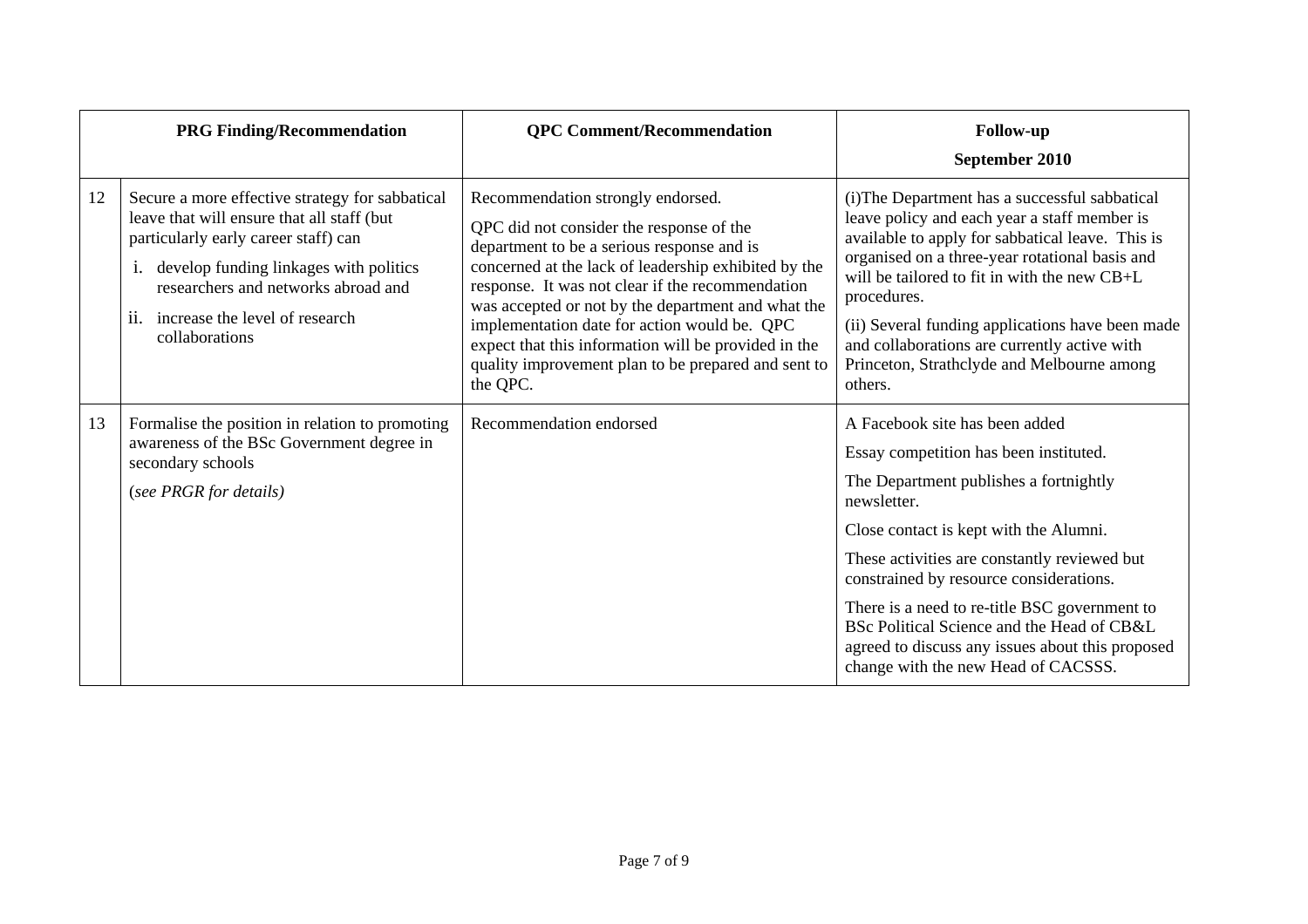| | PRG Finding/Recommendation | QPC Comment/Recommendation | Follow-up September 2010 |
|---|---|---|---|
| 12 | Secure a more effective strategy for sabbatical leave that will ensure that all staff (but particularly early career staff) can<br>i. develop funding linkages with politics researchers and networks abroad and<br>ii. increase the level of research collaborations | Recommendation strongly endorsed.<br>QPC did not consider the response of the department to be a serious response and is concerned at the lack of leadership exhibited by the response. It was not clear if the recommendation was accepted or not by the department and what the implementation date for action would be. QPC expect that this information will be provided in the quality improvement plan to be prepared and sent to the QPC. | (i)The Department has a successful sabbatical leave policy and each year a staff member is available to apply for sabbatical leave. This is organised on a three-year rotational basis and will be tailored to fit in with the new CB+L procedures.<br>(ii) Several funding applications have been made and collaborations are currently active with Princeton, Strathclyde and Melbourne among others. |
| 13 | Formalise the position in relation to promoting awareness of the BSc Government degree in secondary schools<br>(*see PRGR for details)* | Recommendation endorsed | A Facebook site has been added<br>Essay competition has been instituted.<br>The Department publishes a fortnightly newsletter.<br>Close contact is kept with the Alumni.<br>These activities are constantly reviewed but constrained by resource considerations.<br>There is a need to re-title BSC government to BSc Political Science and the Head of CB&L agreed to discuss any issues about this proposed change with the new Head of CACSSS. |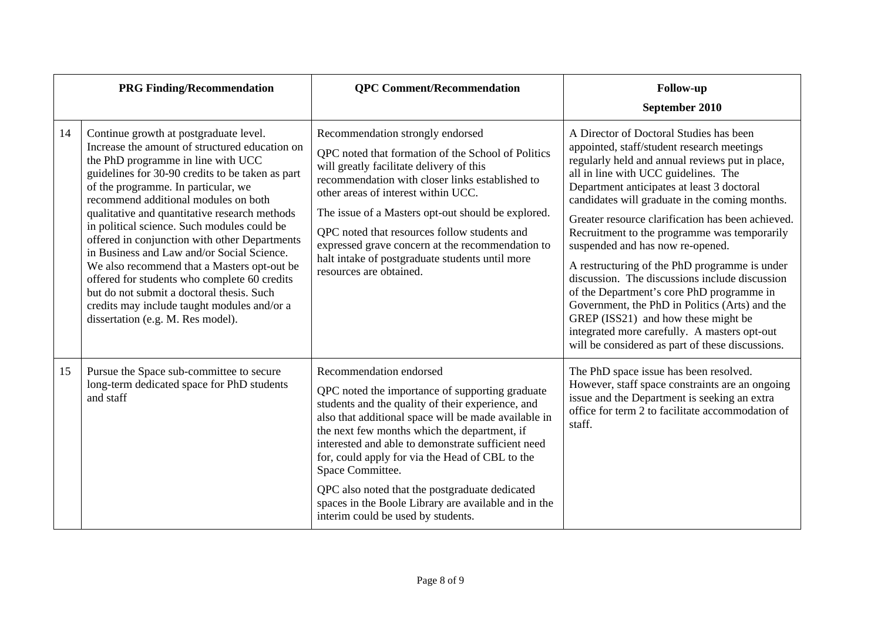| | PRG Finding/Recommendation | QPC Comment/Recommendation | Follow-up<br>September 2010 |
|---|---|---|---|
| 14 | Continue growth at postgraduate level. Increase the amount of structured education on the PhD programme in line with UCC guidelines for 30-90 credits to be taken as part of the programme. In particular, we recommend additional modules on both qualitative and quantitative research methods in political science. Such modules could be offered in conjunction with other Departments in Business and Law and/or Social Science. We also recommend that a Masters opt-out be offered for students who complete 60 credits but do not submit a doctoral thesis. Such credits may include taught modules and/or a dissertation (e.g. M. Res model). | Recommendation strongly endorsed<br><br>QPC noted that formation of the School of Politics will greatly facilitate delivery of this recommendation with closer links established to other areas of interest within UCC.<br><br>The issue of a Masters opt-out should be explored.<br><br>QPC noted that resources follow students and expressed grave concern at the recommendation to halt intake of postgraduate students until more resources are obtained. | A Director of Doctoral Studies has been appointed, staff/student research meetings regularly held and annual reviews put in place, all in line with UCC guidelines. The Department anticipates at least 3 doctoral candidates will graduate in the coming months.<br><br>Greater resource clarification has been achieved. Recruitment to the programme was temporarily suspended and has now re-opened.<br><br>A restructuring of the PhD programme is under discussion. The discussions include discussion of the Department's core PhD programme in Government, the PhD in Politics (Arts) and the GREP (ISS21) and how these might be integrated more carefully. A masters opt-out will be considered as part of these discussions. |
| 15 | Pursue the Space sub-committee to secure long-term dedicated space for PhD students and staff | Recommendation endorsed<br><br>QPC noted the importance of supporting graduate students and the quality of their experience, and also that additional space will be made available in the next few months which the department, if interested and able to demonstrate sufficient need for, could apply for via the Head of CBL to the Space Committee.<br><br>QPC also noted that the postgraduate dedicated spaces in the Boole Library are available and in the interim could be used by students. | The PhD space issue has been resolved. However, staff space constraints are an ongoing issue and the Department is seeking an extra office for term 2 to facilitate accommodation of staff. |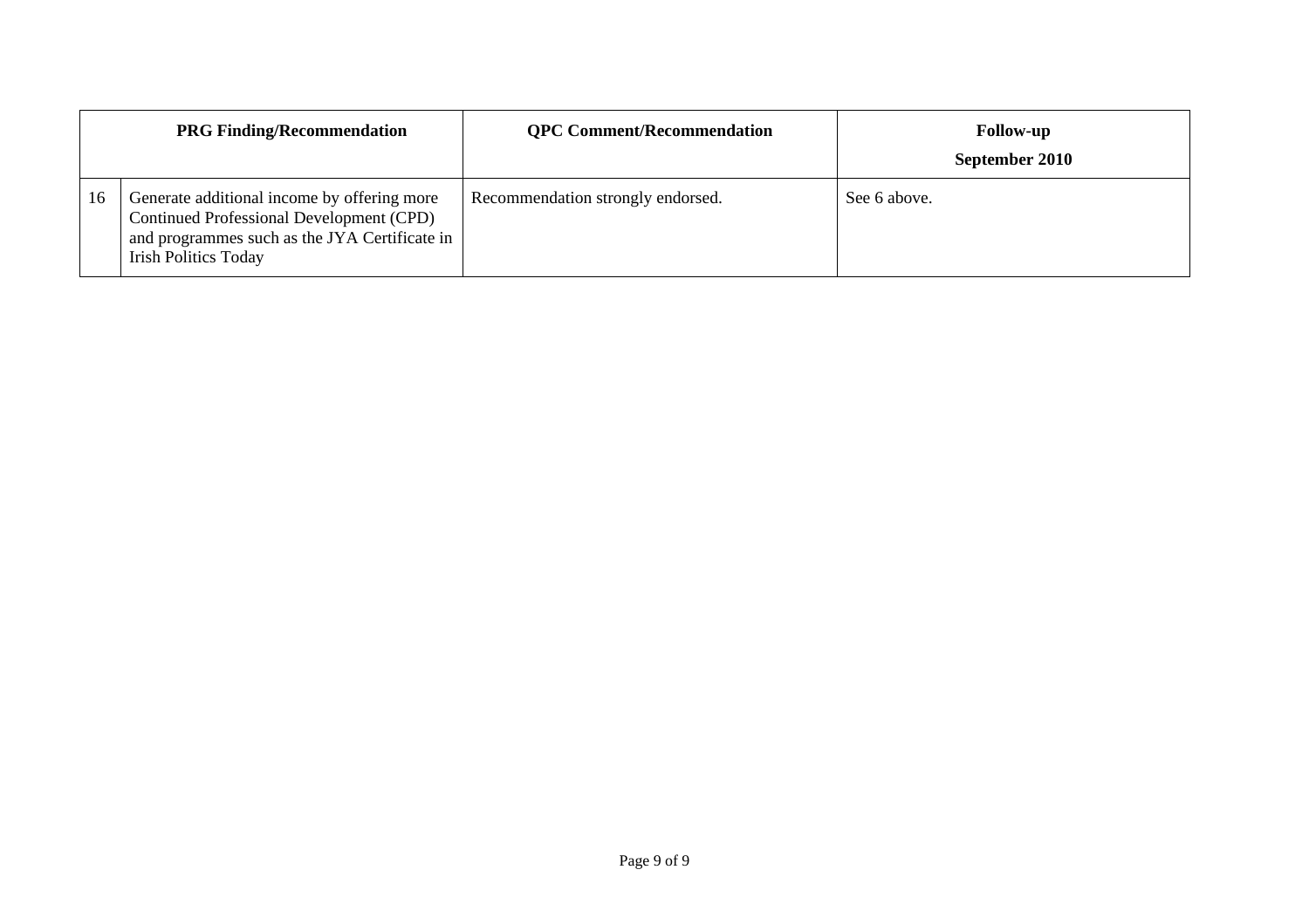| | PRG Finding/Recommendation | QPC Comment/Recommendation | Follow-up<br>September 2010 |
|---|---|---|---|
| 16 | Generate additional income by offering more Continued Professional Development (CPD) and programmes such as the JYA Certificate in Irish Politics Today | Recommendation strongly endorsed. | See 6 above. |